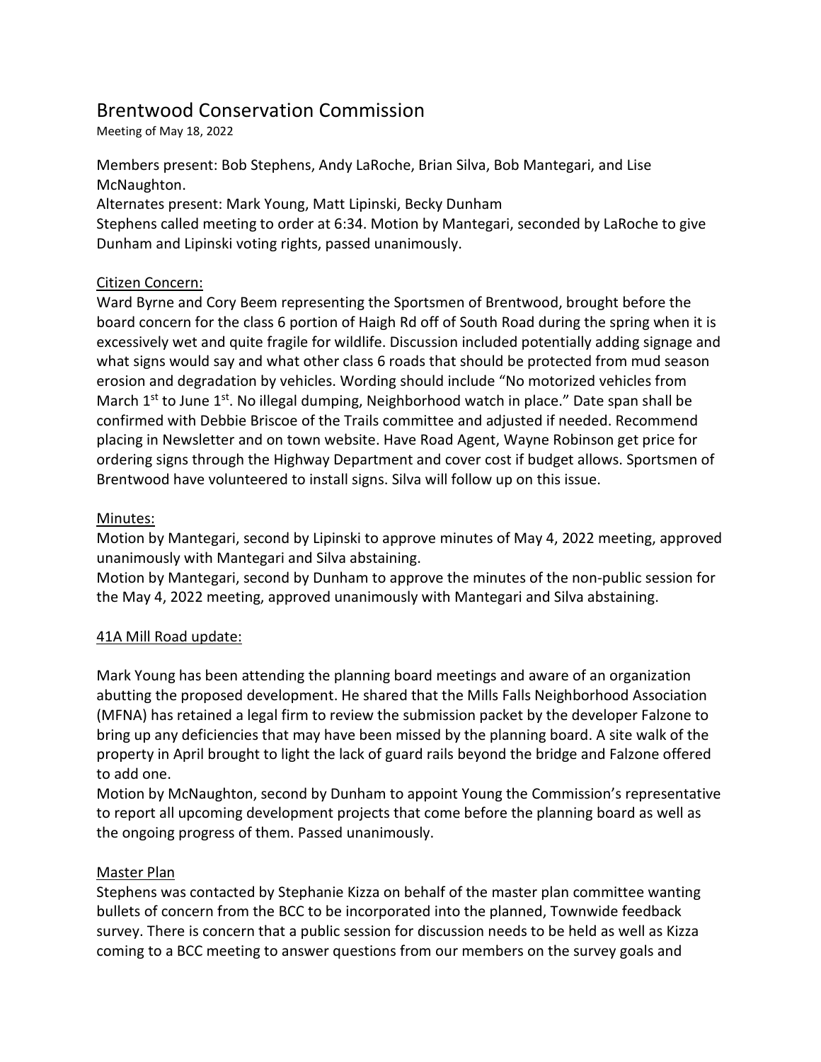# Brentwood Conservation Commission

Meeting of May 18, 2022

Members present: Bob Stephens, Andy LaRoche, Brian Silva, Bob Mantegari, and Lise McNaughton.
Alternates present: Mark Young, Matt Lipinski, Becky Dunham
Stephens called meeting to order at 6:34. Motion by Mantegari, seconded by LaRoche to give Dunham and Lipinski voting rights, passed unanimously.

## Citizen Concern:

Ward Byrne and Cory Beem representing the Sportsmen of Brentwood, brought before the board concern for the class 6 portion of Haigh Rd off of South Road during the spring when it is excessively wet and quite fragile for wildlife. Discussion included potentially adding signage and what signs would say and what other class 6 roads that should be protected from mud season erosion and degradation by vehicles. Wording should include "No motorized vehicles from March 1st to June 1st. No illegal dumping, Neighborhood watch in place." Date span shall be confirmed with Debbie Briscoe of the Trails committee and adjusted if needed. Recommend placing in Newsletter and on town website. Have Road Agent, Wayne Robinson get price for ordering signs through the Highway Department and cover cost if budget allows. Sportsmen of Brentwood have volunteered to install signs. Silva will follow up on this issue.

## Minutes:

Motion by Mantegari, second by Lipinski to approve minutes of May 4, 2022 meeting, approved unanimously with Mantegari and Silva abstaining.
Motion by Mantegari, second by Dunham to approve the minutes of the non-public session for the May 4, 2022 meeting, approved unanimously with Mantegari and Silva abstaining.

## 41A Mill Road update:

Mark Young has been attending the planning board meetings and aware of an organization abutting the proposed development. He shared that the Mills Falls Neighborhood Association (MFNA) has retained a legal firm to review the submission packet by the developer Falzone to bring up any deficiencies that may have been missed by the planning board. A site walk of the property in April brought to light the lack of guard rails beyond the bridge and Falzone offered to add one.
Motion by McNaughton, second by Dunham to appoint Young the Commission's representative to report all upcoming development projects that come before the planning board as well as the ongoing progress of them. Passed unanimously.

## Master Plan

Stephens was contacted by Stephanie Kizza on behalf of the master plan committee wanting bullets of concern from the BCC to be incorporated into the planned, Townwide feedback survey. There is concern that a public session for discussion needs to be held as well as Kizza coming to a BCC meeting to answer questions from our members on the survey goals and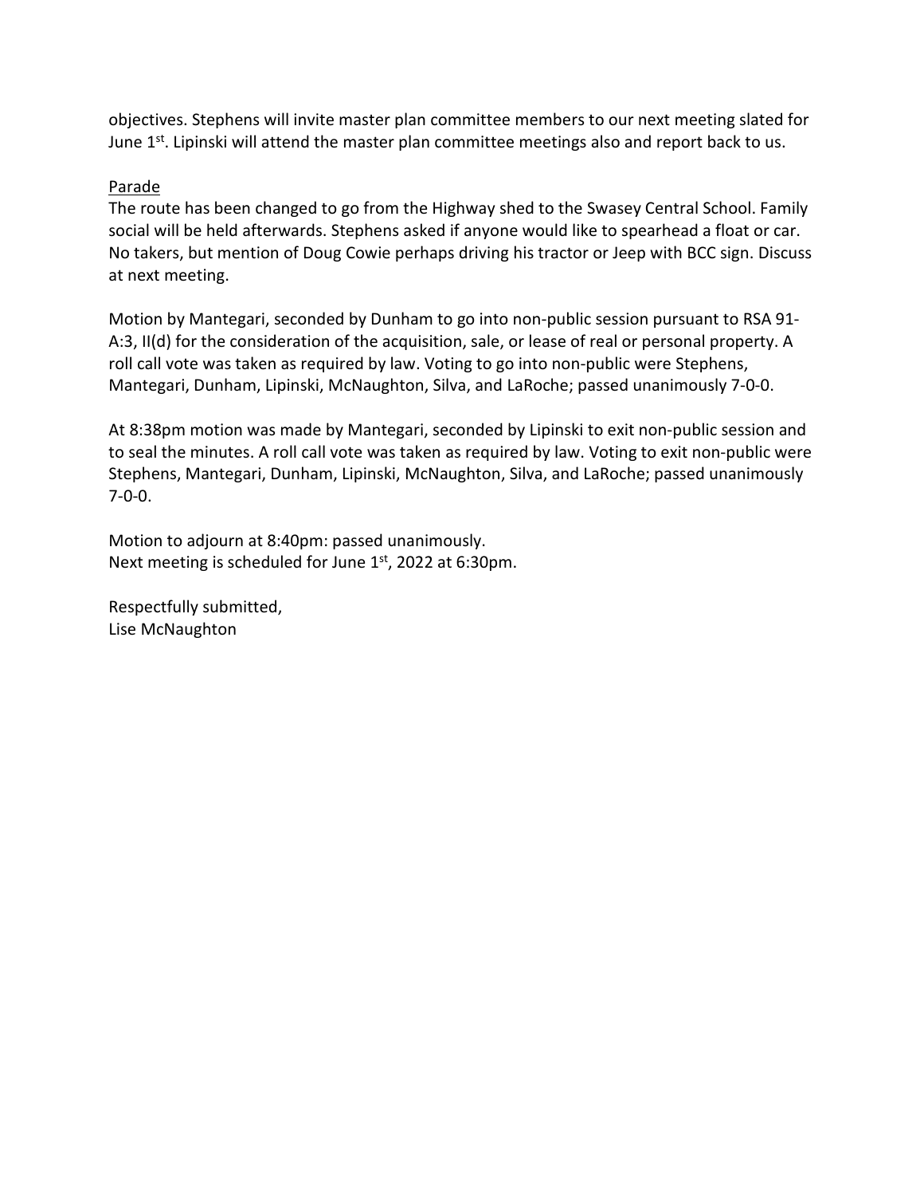objectives. Stephens will invite master plan committee members to our next meeting slated for June 1st. Lipinski will attend the master plan committee meetings also and report back to us.

Parade

The route has been changed to go from the Highway shed to the Swasey Central School. Family social will be held afterwards. Stephens asked if anyone would like to spearhead a float or car. No takers, but mention of Doug Cowie perhaps driving his tractor or Jeep with BCC sign. Discuss at next meeting.

Motion by Mantegari, seconded by Dunham to go into non-public session pursuant to RSA 91-A:3, II(d) for the consideration of the acquisition, sale, or lease of real or personal property. A roll call vote was taken as required by law. Voting to go into non-public were Stephens, Mantegari, Dunham, Lipinski, McNaughton, Silva, and LaRoche; passed unanimously 7-0-0.

At 8:38pm motion was made by Mantegari, seconded by Lipinski to exit non-public session and to seal the minutes. A roll call vote was taken as required by law. Voting to exit non-public were Stephens, Mantegari, Dunham, Lipinski, McNaughton, Silva, and LaRoche; passed unanimously 7-0-0.

Motion to adjourn at 8:40pm: passed unanimously.
Next meeting is scheduled for June 1st, 2022 at 6:30pm.

Respectfully submitted,
Lise McNaughton